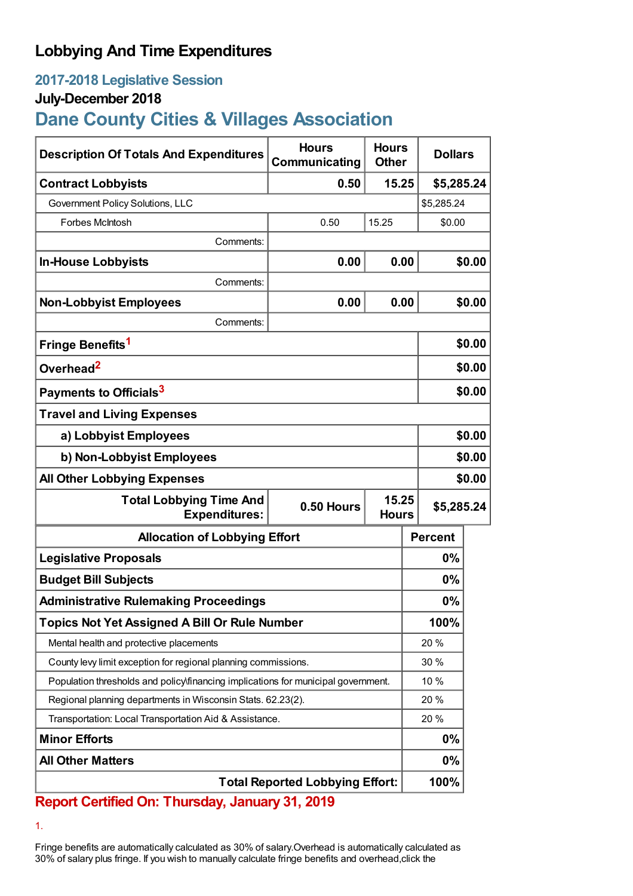# Lobbying And Time Expenditures

## 2017-2018 Legislative Session

### July-December 2018

## Dane County Cities & Villages Association

| Description Of Totals And Expenditures | Hours Communicating | Hours Other | Dollars |
|---|---|---|---|
| **Contract Lobbyists** | **0.50** | **15.25** | **$5,285.24** |
| Government Policy Solutions, LLC | | | $5,285.24 |
| Forbes McIntosh | 0.50 | 15.25 | $0.00 |
| Comments: | | | |
| **In-House Lobbyists** | **0.00** | **0.00** | **$0.00** |
| Comments: | | | |
| **Non-Lobbyist Employees** | **0.00** | **0.00** | **$0.00** |
| Comments: | | | |
| **Fringe Benefits**[1] | | | **$0.00** |
| **Overhead**[2] | | | **$0.00** |
| **Payments to Officials**[3] | | | **$0.00** |
| **Travel and Living Expenses** | | | |
| **a) Lobbyist Employees** | | | **$0.00** |
| **b) Non-Lobbyist Employees** | | | **$0.00** |
| **All Other Lobbying Expenses** | | | **$0.00** |
| **Total Lobbying Time And Expenditures:** | **0.50 Hours** | **15.25 Hours** | **$5,285.24** |

| Allocation of Lobbying Effort | Percent |
|---|---|
| **Legislative Proposals** | **0%** |
| **Budget Bill Subjects** | **0%** |
| **Administrative Rulemaking Proceedings** | **0%** |
| **Topics Not Yet Assigned A Bill Or Rule Number** | **100%** |
| Mental health and protective placements | 20 % |
| County levy limit exception for regional planning commissions. | 30 % |
| Population thresholds and policy\financing implications for municipal government. | 10 % |
| Regional planning departments in Wisconsin Stats. 62.23(2). | 20 % |
| Transportation: Local Transportation Aid & Assistance. | 20 % |
| **Minor Efforts** | **0%** |
| **All Other Matters** | **0%** |
| **Total Reported Lobbying Effort:** | **100%** |

**Report Certified On: Thursday, January 31, 2019**

1.

Fringe benefits are automatically calculated as 30% of salary.Overhead is automatically calculated as 30% of salary plus fringe. If you wish to manually calculate fringe benefits and overhead,click the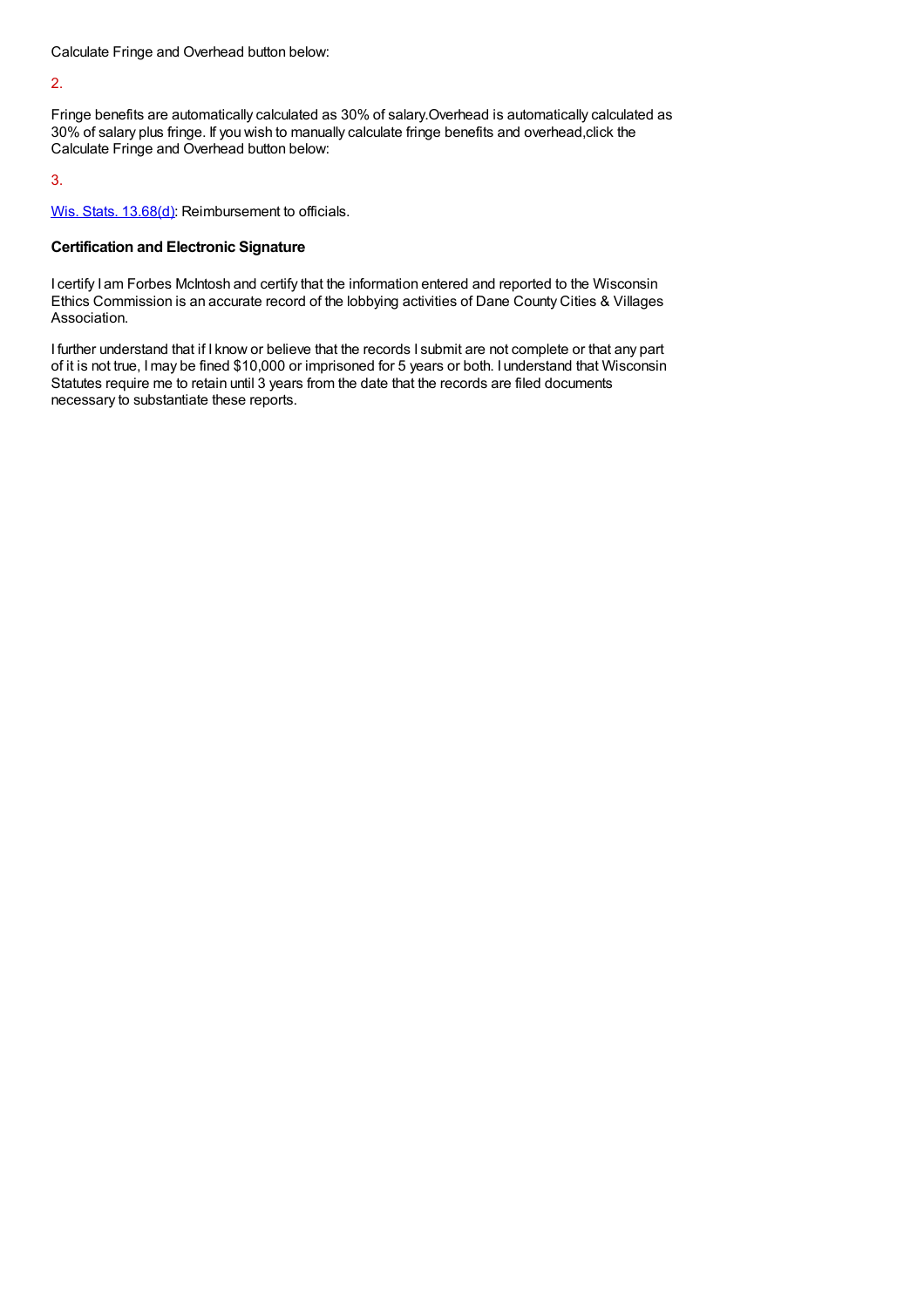Calculate Fringe and Overhead button below:

2.

Fringe benefits are automatically calculated as 30% of salary.Overhead is automatically calculated as 30% of salary plus fringe. If you wish to manually calculate fringe benefits and overhead,click the Calculate Fringe and Overhead button below:

3.

Wis. Stats. 13.68(d): Reimbursement to officials.

**Certification and Electronic Signature**

I certify I am Forbes McIntosh and certify that the information entered and reported to the Wisconsin Ethics Commission is an accurate record of the lobbying activities of Dane County Cities & Villages Association.

I further understand that if I know or believe that the records I submit are not complete or that any part of it is not true, I may be fined $10,000 or imprisoned for 5 years or both. I understand that Wisconsin Statutes require me to retain until 3 years from the date that the records are filed documents necessary to substantiate these reports.